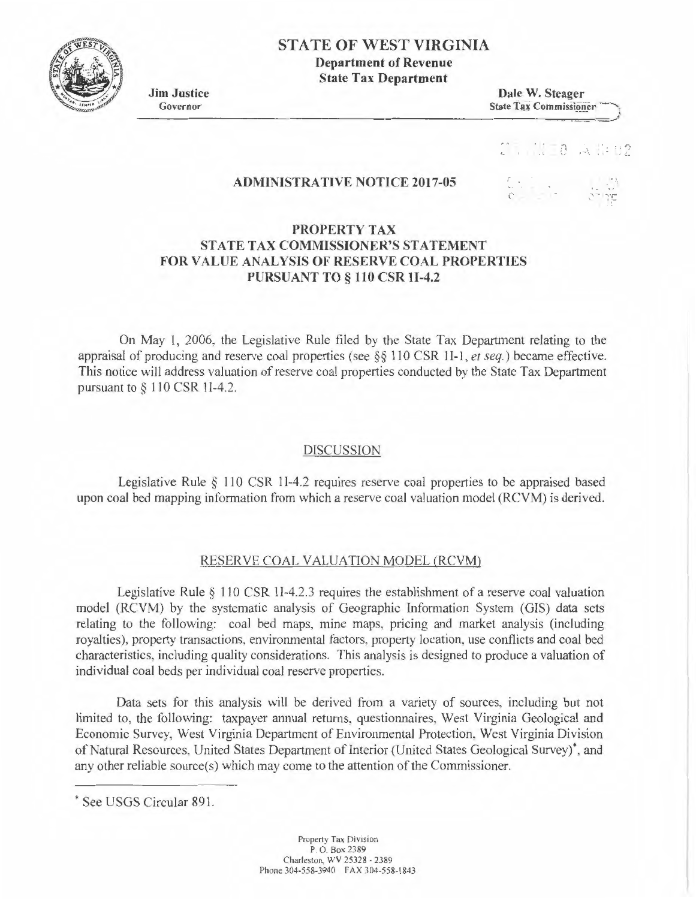# STATE OF WEST VIRGINIA

**Department of Revenue**
**State Tax Department**

**Jim Justice**
Governor

**Dale W. Steager**
State Tax Commissioner

## ADMINISTRATIVE NOTICE 2017-05

## PROPERTY TAX
## STATE TAX COMMISSIONER'S STATEMENT
## FOR VALUE ANALYSIS OF RESERVE COAL PROPERTIES
## PURSUANT TO § 110 CSR 1I-4.2

On May 1, 2006, the Legislative Rule filed by the State Tax Department relating to the appraisal of producing and reserve coal properties (see §§ 110 CSR 1I-1, *et seq.*) became effective. This notice will address valuation of reserve coal properties conducted by the State Tax Department pursuant to § 110 CSR 1I-4.2.

### DISCUSSION

Legislative Rule § 110 CSR 1I-4.2 requires reserve coal properties to be appraised based upon coal bed mapping information from which a reserve coal valuation model (RCVM) is derived.

### RESERVE COAL VALUATION MODEL (RCVM)

Legislative Rule § 110 CSR 1I-4.2.3 requires the establishment of a reserve coal valuation model (RCVM) by the systematic analysis of Geographic Information System (GIS) data sets relating to the following: coal bed maps, mine maps, pricing and market analysis (including royalties), property transactions, environmental factors, property location, use conflicts and coal bed characteristics, including quality considerations. This analysis is designed to produce a valuation of individual coal beds per individual coal reserve properties.

Data sets for this analysis will be derived from a variety of sources, including but not limited to, the following: taxpayer annual returns, questionnaires, West Virginia Geological and Economic Survey, West Virginia Department of Environmental Protection, West Virginia Division of Natural Resources, United States Department of Interior (United States Geological Survey)*, and any other reliable source(s) which may come to the attention of the Commissioner.

---

* See USGS Circular 891.

Property Tax Division
P. O. Box 2389
Charleston, WV 25328 - 2389
Phone 304-558-3940 FAX 304-558-1843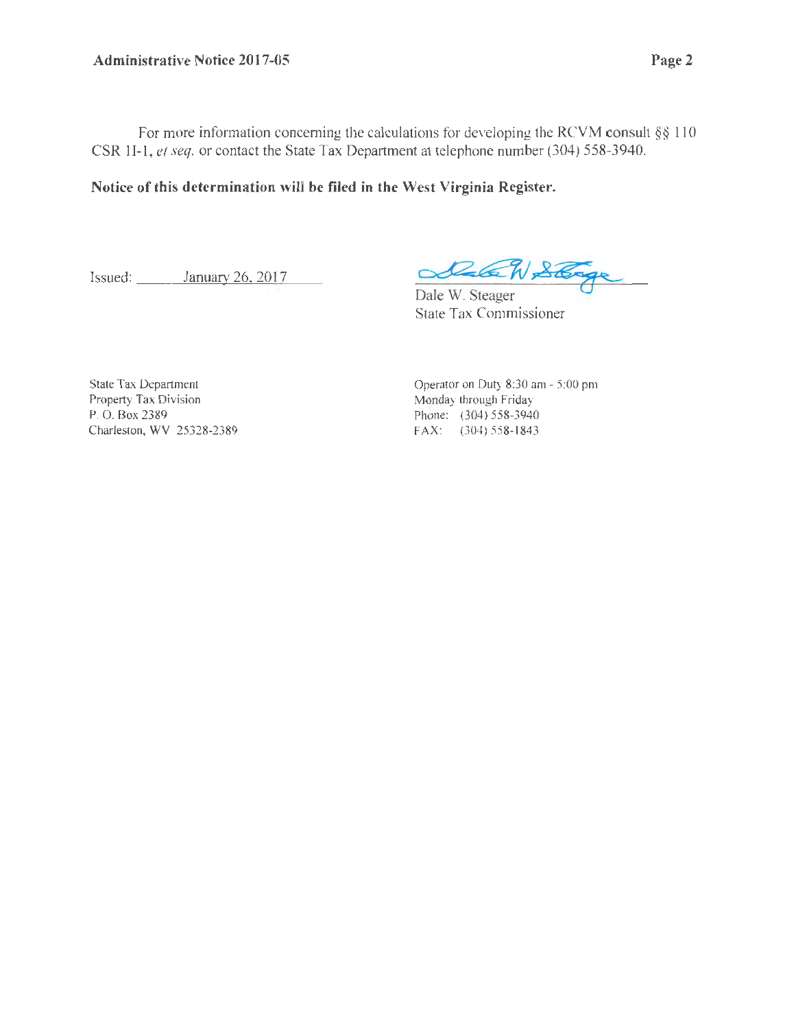For more information concerning the calculations for developing the RCVM consult §§ 110 CSR 1I-1, *et seq.* or contact the State Tax Department at telephone number (304) 558-3940.

**Notice of this determination will be filed in the West Virginia Register.**

Issued: January 26, 2017

Dale W. Steager
State Tax Commissioner

State Tax Department
Property Tax Division
P. O. Box 2389
Charleston, WV 25328-2389

Operator on Duty 8:30 am - 5:00 pm
Monday through Friday
Phone: (304) 558-3940
FAX: (304) 558-1843